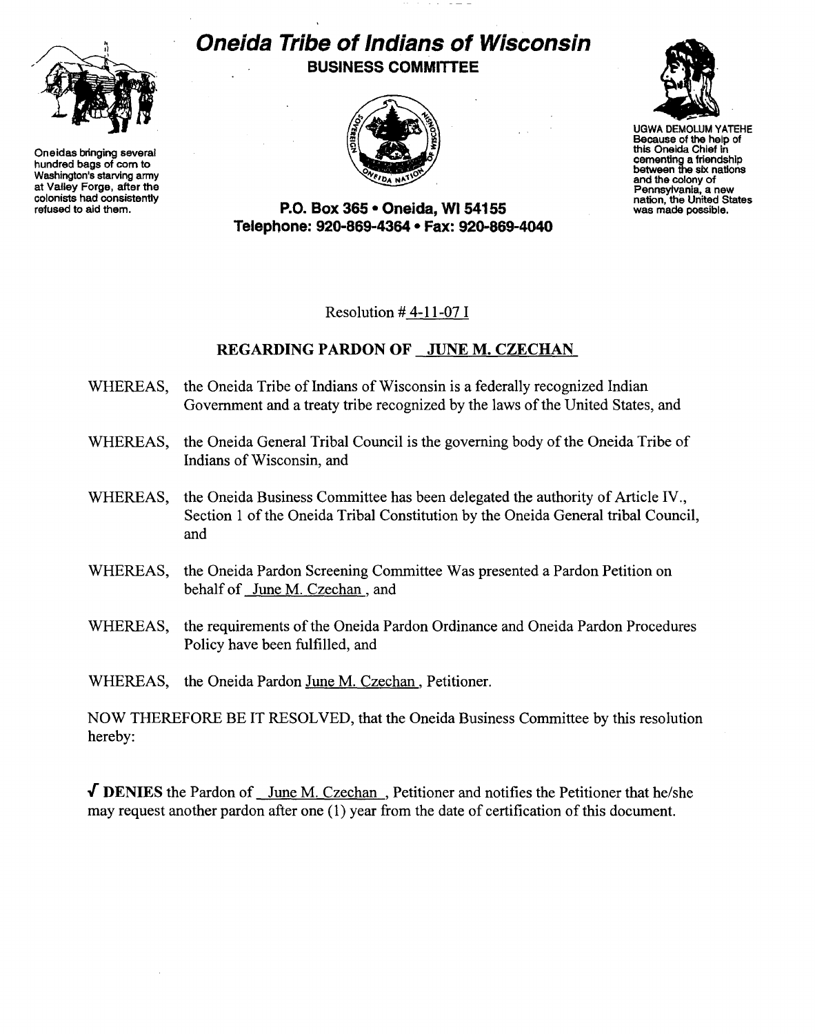Oneidas bringing several hundred bags of corn to Washington's starving army at Valley Forge, after the colonists had consistently refused to aid them.

# Oneida Tribe of Indians of Wisconsin

**BUSINESS COMMITTEE**

**P.O. Box 365 • Oneida, WI 54155**
**Telephone: 920-869-4364 • Fax: 920-869-4040**

UGWA DEMOLUM YATEHE
Because of the help of this Oneida Chief in cementing a friendship between the six nations and the colony of Pennsylvania, a new nation, the United States was made possible.

Resolution # 4-11-07 I

## REGARDING PARDON OF JUNE M. CZECHAN

WHEREAS, the Oneida Tribe of Indians of Wisconsin is a federally recognized Indian Government and a treaty tribe recognized by the laws of the United States, and

WHEREAS, the Oneida General Tribal Council is the governing body of the Oneida Tribe of Indians of Wisconsin, and

WHEREAS, the Oneida Business Committee has been delegated the authority of Article IV., Section 1 of the Oneida Tribal Constitution by the Oneida General tribal Council, and

WHEREAS, the Oneida Pardon Screening Committee Was presented a Pardon Petition on behalf of June M. Czechan , and

WHEREAS, the requirements of the Oneida Pardon Ordinance and Oneida Pardon Procedures Policy have been fulfilled, and

WHEREAS, the Oneida Pardon June M. Czechan , Petitioner.

NOW THEREFORE BE IT RESOLVED, that the Oneida Business Committee by this resolution hereby:

√ **DENIES** the Pardon of June M. Czechan , Petitioner and notifies the Petitioner that he/she may request another pardon after one (1) year from the date of certification of this document.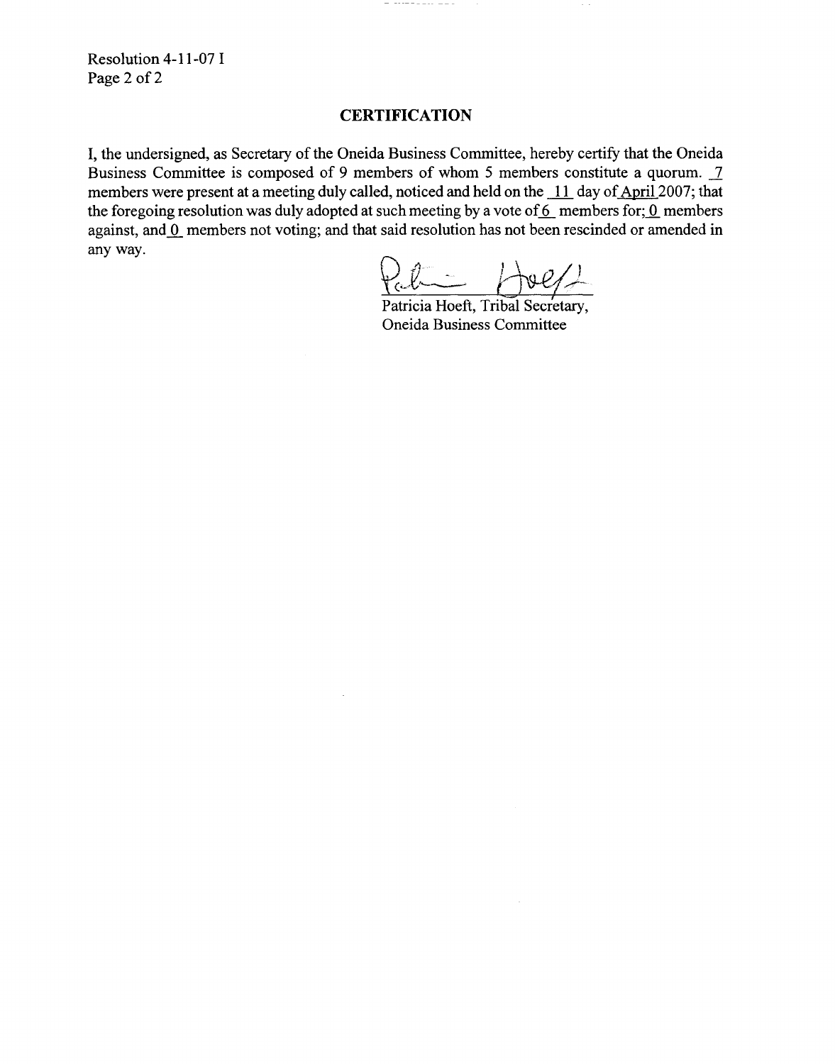Resolution 4-11-07 I

## CERTIFICATION

I, the undersigned, as Secretary of the Oneida Business Committee, hereby certify that the Oneida Business Committee is composed of 9 members of whom 5 members constitute a quorum. 7 members were present at a meeting duly called, noticed and held on the 11 day of April 2007; that the foregoing resolution was duly adopted at such meeting by a vote of 6 members for; 0 members against, and 0 members not voting; and that said resolution has not been rescinded or amended in any way.

Patricia Hoeft, Tribal Secretary,
Oneida Business Committee